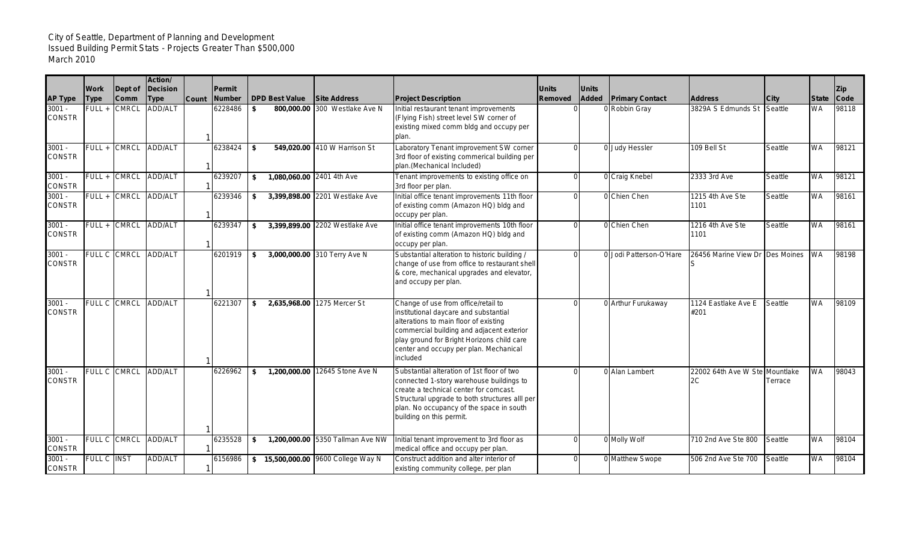City of Seattle, Department of Planning and Development
Issued Building Permit Stats - Projects Greater Than $500,000
March 2010

| AP Type | Work Type | Dept of Comm | Action/ Decision Type | Count | Permit Number | DPD Best Value | Site Address | Project Description | Units Removed | Units Added | Primary Contact | Address | City | State | Zip Code |
|---|---|---|---|---|---|---|---|---|---|---|---|---|---|---|---|
| 3001 - CONSTR | FULL + | CMRCL | ADD/ALT | 1 | 6228486 | $ 800,000.00 | 300 Westlake Ave N | Initial restaurant tenant improvements (Flying Fish) street level SW corner of existing mixed comm bldg and occupy per plan. | 0 | 0 | Robbin Gray | 3829A S Edmunds St | Seattle | WA | 98118 |
| 3001 - CONSTR | FULL + | CMRCL | ADD/ALT | 1 | 6238424 | $ 549,020.00 | 410 W Harrison St | Laboratory Tenant improvement SW corner 3rd floor of existing commerical building per plan.(Mechanical Included) | 0 | 0 | Judy Hessler | 109 Bell St | Seattle | WA | 98121 |
| 3001 - CONSTR | FULL + | CMRCL | ADD/ALT | 1 | 6239207 | $ 1,080,060.00 | 2401 4th Ave | Tenant improvements to existing office on 3rd floor per plan. | 0 | 0 | Craig Knebel | 2333 3rd Ave | Seattle | WA | 98121 |
| 3001 - CONSTR | FULL + | CMRCL | ADD/ALT | 1 | 6239346 | $ 3,399,898.00 | 2201 Westlake Ave | Initial office tenant improvements 11th floor of existing comm (Amazon HQ) bldg and occupy per plan. | 0 | 0 | Chien Chen | 1215 4th Ave Ste 1101 | Seattle | WA | 98161 |
| 3001 - CONSTR | FULL + | CMRCL | ADD/ALT | 1 | 6239347 | $ 3,399,899.00 | 2202 Westlake Ave | Initial office tenant improvements 10th floor of existing comm (Amazon HQ) bldg and occupy per plan. | 0 | 0 | Chien Chen | 1216 4th Ave Ste 1101 | Seattle | WA | 98161 |
| 3001 - CONSTR | FULL C | CMRCL | ADD/ALT | 1 | 6201919 | $ 3,000,000.00 | 310 Terry Ave N | Substantial alteration to historic building / change of use from office to restaurant shell & core, mechanical upgrades and elevator, and occupy per plan. | 0 | 0 | Jodi Patterson-O'Hare | 26456 Marine View Dr S | Des Moines | WA | 98198 |
| 3001 - CONSTR | FULL C | CMRCL | ADD/ALT | 1 | 6221307 | $ 2,635,968.00 | 1275 Mercer St | Change of use from office/retail to institutional daycare and substantial alterations to main floor of existing commercial building and adjacent exterior play ground for Bright Horizons child care center and occupy per plan. Mechanical included | 0 | 0 | Arthur Furukaway | 1124 Eastlake Ave E #201 | Seattle | WA | 98109 |
| 3001 - CONSTR | FULL C | CMRCL | ADD/ALT | 1 | 6226962 | $ 1,200,000.00 | 12645 Stone Ave N | Substantial alteration of 1st floor of two connected 1-story warehouse buildings to create a technical center for comcast. Structural upgrade to both structures alll per plan. No occupancy of the space in south building on this permit. | 0 | 0 | Alan Lambert | 22002 64th Ave W Ste 2C | Mountlake Terrace | WA | 98043 |
| 3001 - CONSTR | FULL C | CMRCL | ADD/ALT | 1 | 6235528 | $ 1,200,000.00 | 5350 Tallman Ave NW | Initial tenant improvement to 3rd floor as medical office and occupy per plan. | 0 | 0 | Molly Wolf | 710 2nd Ave Ste 800 | Seattle | WA | 98104 |
| 3001 - CONSTR | FULL C | INST | ADD/ALT | 1 | 6156986 | $ 15,500,000.00 | 9600 College Way N | Construct addition and alter interior of existing community college, per plan | 0 | 0 | Matthew Swope | 506 2nd Ave Ste 700 | Seattle | WA | 98104 |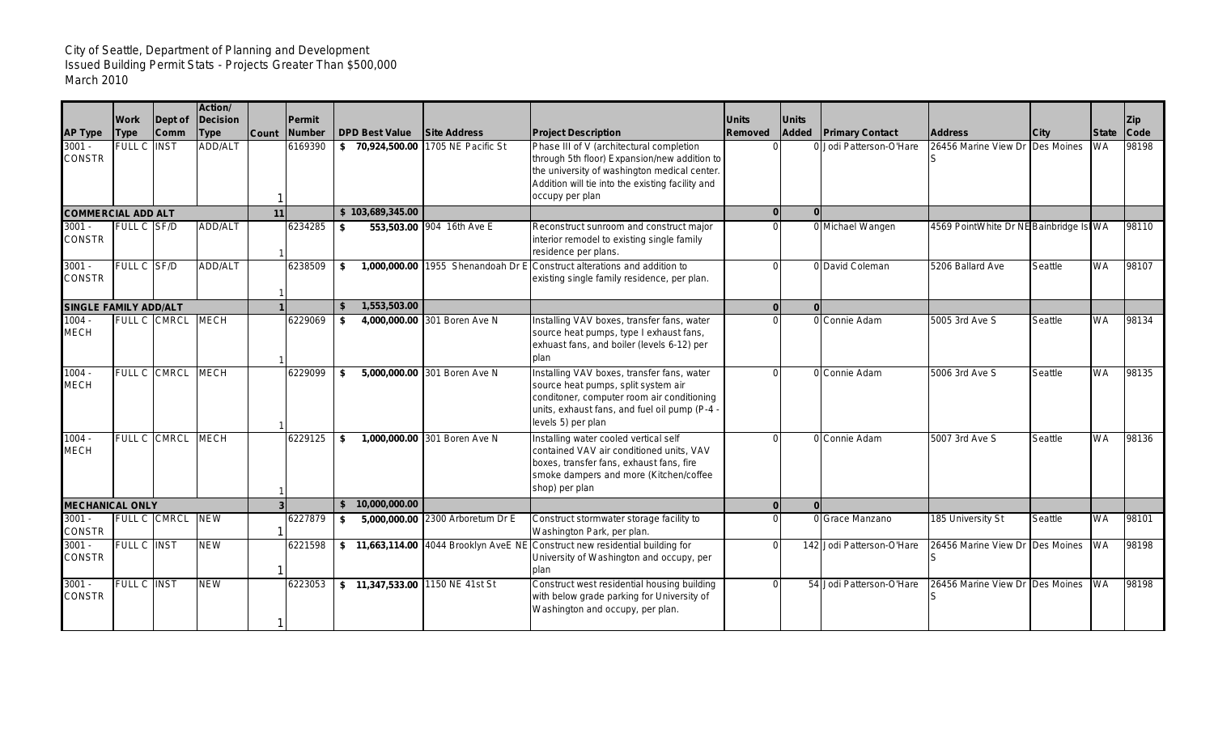City of Seattle, Department of Planning and Development
Issued Building Permit Stats - Projects Greater Than $500,000
March 2010

| AP Type | Work Type | Dept of Comm | Action/ Decision Type | Count | Permit Number | DPD Best Value | Site Address | Project Description | Units Removed | Units Added | Primary Contact | Address | City | State | Zip Code |
|---|---|---|---|---|---|---|---|---|---|---|---|---|---|---|---|
| 3001 - CONSTR | FULL C | INST | ADD/ALT | 1 | 6169390 | $ 70,924,500.00 | 1705 NE Pacific St | Phase III of V (architectural completion through 5th floor) Expansion/new addition to the university of washington medical center. Addition will tie into the existing facility and occupy per plan | 0 | 0 | Jodi Patterson-O'Hare | 26456 Marine View Dr S | Des Moines | WA | 98198 |
| **COMMERCIAL ADD ALT** | | | | **11** | | **$ 103,689,345.00** | | | **0** | **0** | | | | | |
| 3001 - CONSTR | FULL C | SF/D | ADD/ALT | 1 | 6234285 | $ 553,503.00 | 904 16th Ave E | Reconstruct sunroom and construct major interior remodel to existing single family residence per plans. | 0 | 0 | Michael Wangen | 4569 PointWhite Dr NE | Bainbridge Is | WA | 98110 |
| 3001 - CONSTR | FULL C | SF/D | ADD/ALT | 1 | 6238509 | $ 1,000,000.00 | 1955 Shenandoah Dr E | Construct alterations and addition to existing single family residence, per plan. | 0 | 0 | David Coleman | 5206 Ballard Ave | Seattle | WA | 98107 |
| **SINGLE FAMILY ADD/ALT** | | | | **1** | | **$ 1,553,503.00** | | | **0** | **0** | | | | | |
| 1004 - MECH | FULL C | CMRCL | MECH | 1 | 6229069 | $ 4,000,000.00 | 301 Boren Ave N | Installing VAV boxes, transfer fans, water source heat pumps, type I exhaust fans, exhaust fans, and boiler (levels 6-12) per plan | 0 | 0 | Connie Adam | 5005 3rd Ave S | Seattle | WA | 98134 |
| 1004 - MECH | FULL C | CMRCL | MECH | 1 | 6229099 | $ 5,000,000.00 | 301 Boren Ave N | Installing VAV boxes, transfer fans, water source heat pumps, split system air conditoner, computer room air conditioning units, exhaust fans, and fuel oil pump (P-4 - levels 5) per plan | 0 | 0 | Connie Adam | 5006 3rd Ave S | Seattle | WA | 98135 |
| 1004 - MECH | FULL C | CMRCL | MECH | 1 | 6229125 | $ 1,000,000.00 | 301 Boren Ave N | Installing water cooled vertical self contained VAV air conditioned units, VAV boxes, transfer fans, exhaust fans, fire smoke dampers and more (Kitchen/coffee shop) per plan | 0 | 0 | Connie Adam | 5007 3rd Ave S | Seattle | WA | 98136 |
| **MECHANICAL ONLY** | | | | **3** | | **$ 10,000,000.00** | | | **0** | **0** | | | | | |
| 3001 - CONSTR | FULL C | CMRCL | NEW | 1 | 6227879 | $ 5,000,000.00 | 2300 Arboretum Dr E | Construct stormwater storage facility to Washington Park, per plan. | 0 | 0 | Grace Manzano | 185 University St | Seattle | WA | 98101 |
| 3001 - CONSTR | FULL C | INST | NEW | 1 | 6221598 | $ 11,663,114.00 | 4044 Brooklyn AveE NE | Construct new residential building for University of Washington and occupy, per plan | 0 | 142 | Jodi Patterson-O'Hare | 26456 Marine View Dr S | Des Moines | WA | 98198 |
| 3001 - CONSTR | FULL C | INST | NEW | 1 | 6223053 | $ 11,347,533.00 | 1150 NE 41st St | Construct west residential housing building with below grade parking for University of Washington and occupy, per plan. | 0 | 54 | Jodi Patterson-O'Hare | 26456 Marine View Dr S | Des Moines | WA | 98198 |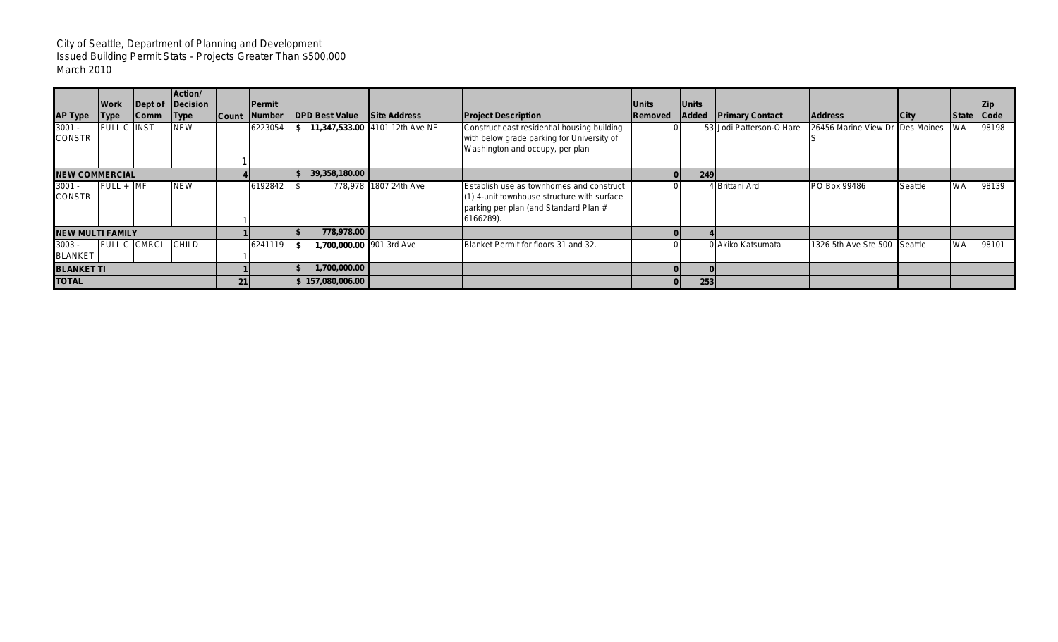City of Seattle, Department of Planning and Development
Issued Building Permit Stats - Projects Greater Than $500,000
March 2010

| AP Type | Work Type | Dept of Comm | Action/ Decision Type | Count | Permit Number | DPD Best Value | Site Address | Project Description | Units Removed | Units Added | Primary Contact | Address | City | State | Zip Code |
|---|---|---|---|---|---|---|---|---|---|---|---|---|---|---|---|
| 3001 - CONSTR | FULL C | INST | NEW | 1 | 6223054 | $ 11,347,533.00 | 4101 12th Ave NE | Construct east residential housing building with below grade parking for University of Washington and occupy, per plan | 0 | 53 | Jodi Patterson-O'Hare | 26456 Marine View Dr S | Des Moines | WA | 98198 |
| **NEW COMMERCIAL** | | | | **4** | | **$ 39,358,180.00** | | | **0** | **249** | | | | | |
| 3001 - CONSTR | FULL + | MF | NEW | 1 | 6192842 | $ 778,978 | 1807 24th Ave | Establish use as townhomes and construct (1) 4-unit townhouse structure with surface parking per plan (and Standard Plan # 6166289). | 0 | 4 | Brittani Ard | PO Box 99486 | Seattle | WA | 98139 |
| **NEW MULTI FAMILY** | | | | **1** | | **$ 778,978.00** | | | **0** | **4** | | | | | |
| 3003 - BLANKET | FULL C | CMRCL | CHILD | 1 | 6241119 | $ 1,700,000.00 | 901 3rd Ave | Blanket Permit for floors 31 and 32. | 0 | 0 | Akiko Katsumata | 1326 5th Ave Ste 500 | Seattle | WA | 98101 |
| **BLANKET TI** | | | | **1** | | **$ 1,700,000.00** | | | **0** | **0** | | | | | |
| **TOTAL** | | | | **21** | | **$ 157,080,006.00** | | | **0** | **253** | | | | | |